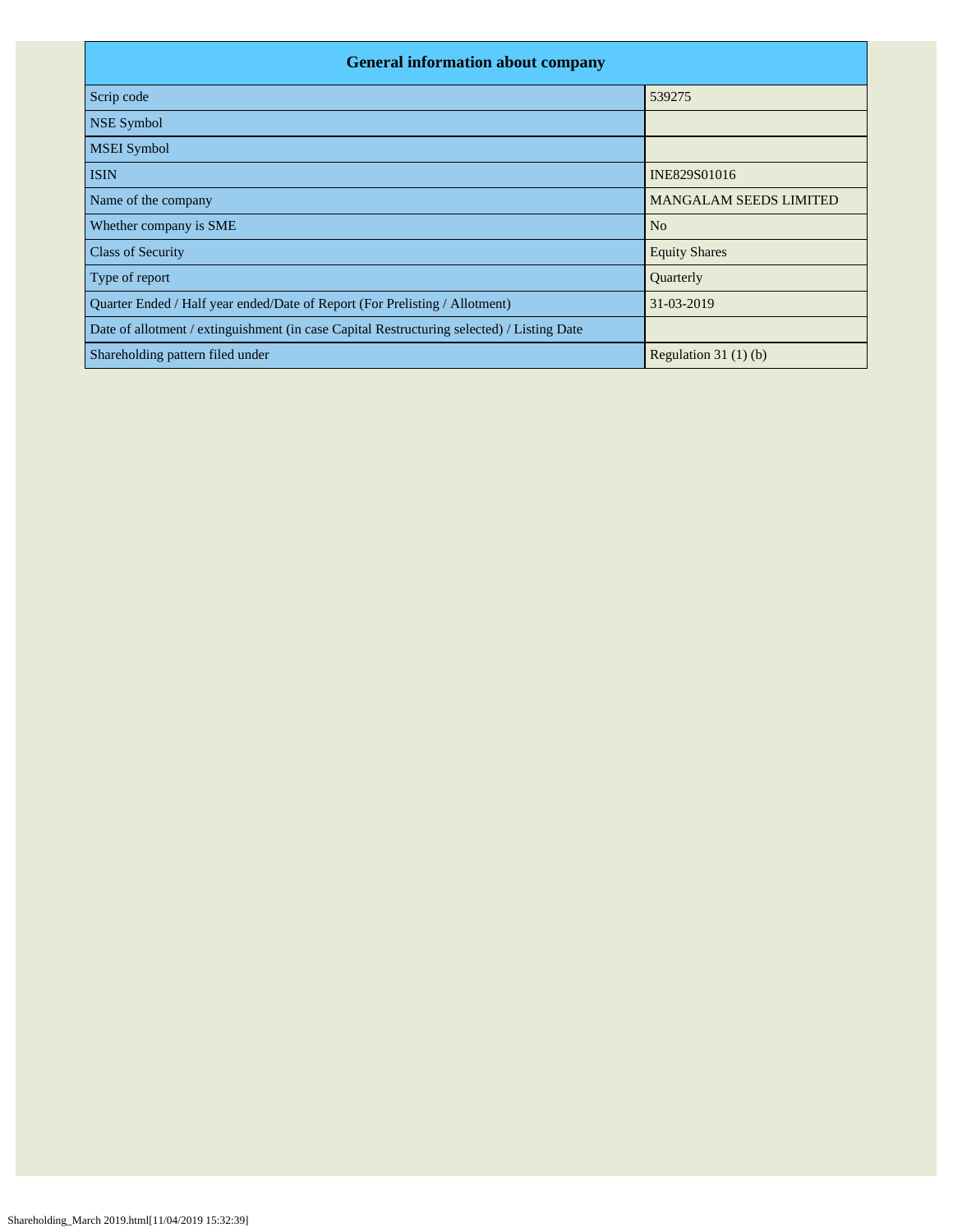| General information about company | |
|---|---|
| Scrip code | 539275 |
| NSE Symbol | |
| MSEI Symbol | |
| ISIN | INE829S01016 |
| Name of the company | MANGALAM SEEDS LIMITED |
| Whether company is SME | No |
| Class of Security | Equity Shares |
| Type of report | Quarterly |
| Quarter Ended / Half year ended/Date of Report (For Prelisting / Allotment) | 31-03-2019 |
| Date of allotment / extinguishment (in case Capital Restructuring selected) / Listing Date | |
| Shareholding pattern filed under | Regulation 31 (1) (b) |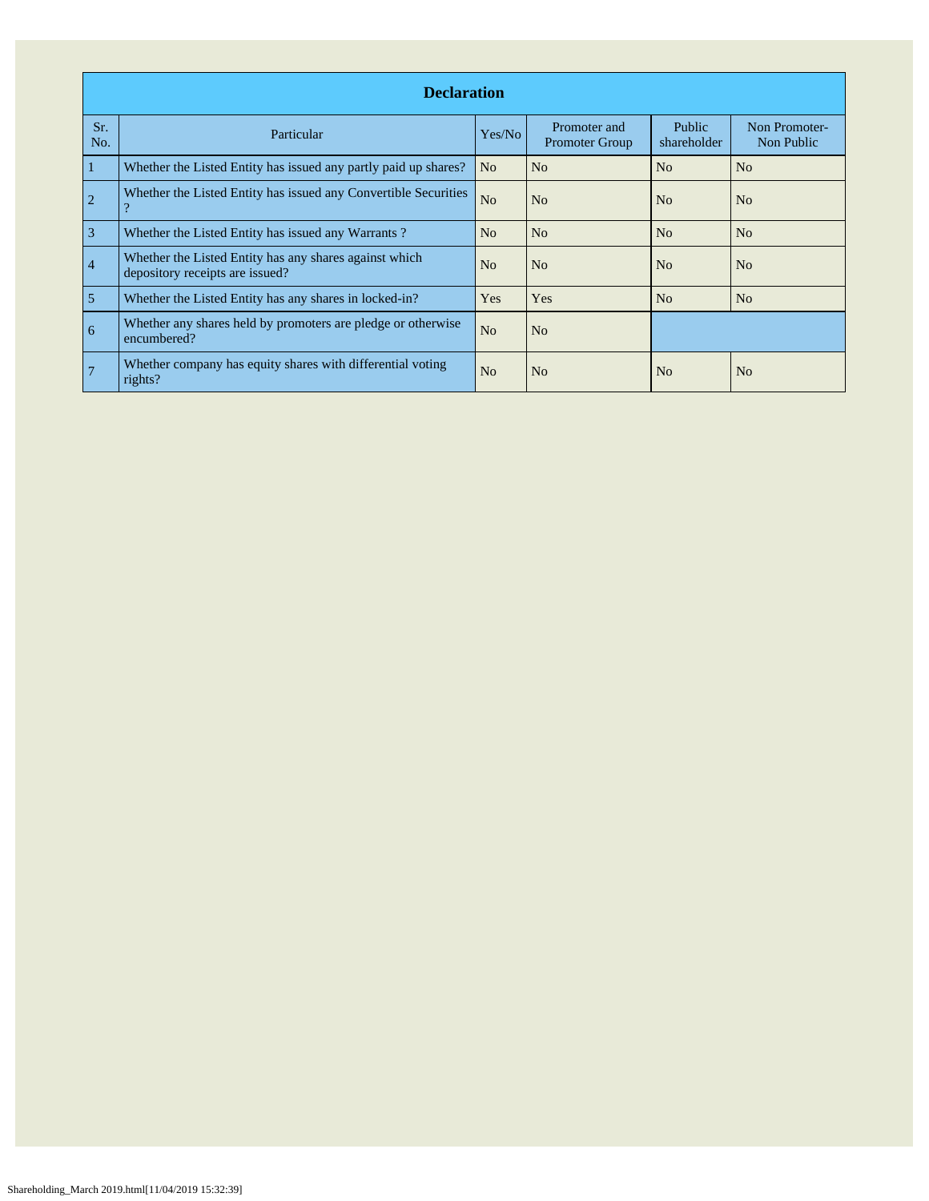| Declaration | | | | | |
|---|---|---|---|---|---|
| Sr. No. | Particular | Yes/No | Promoter and Promoter Group | Public shareholder | Non Promoter-Non Public |
| 1 | Whether the Listed Entity has issued any partly paid up shares? | No | No | No | No |
| 2 | Whether the Listed Entity has issued any Convertible Securities ? | No | No | No | No |
| 3 | Whether the Listed Entity has issued any Warrants ? | No | No | No | No |
| 4 | Whether the Listed Entity has any shares against which depository receipts are issued? | No | No | No | No |
| 5 | Whether the Listed Entity has any shares in locked-in? | Yes | Yes | No | No |
| 6 | Whether any shares held by promoters are pledge or otherwise encumbered? | No | No | | |
| 7 | Whether company has equity shares with differential voting rights? | No | No | No | No |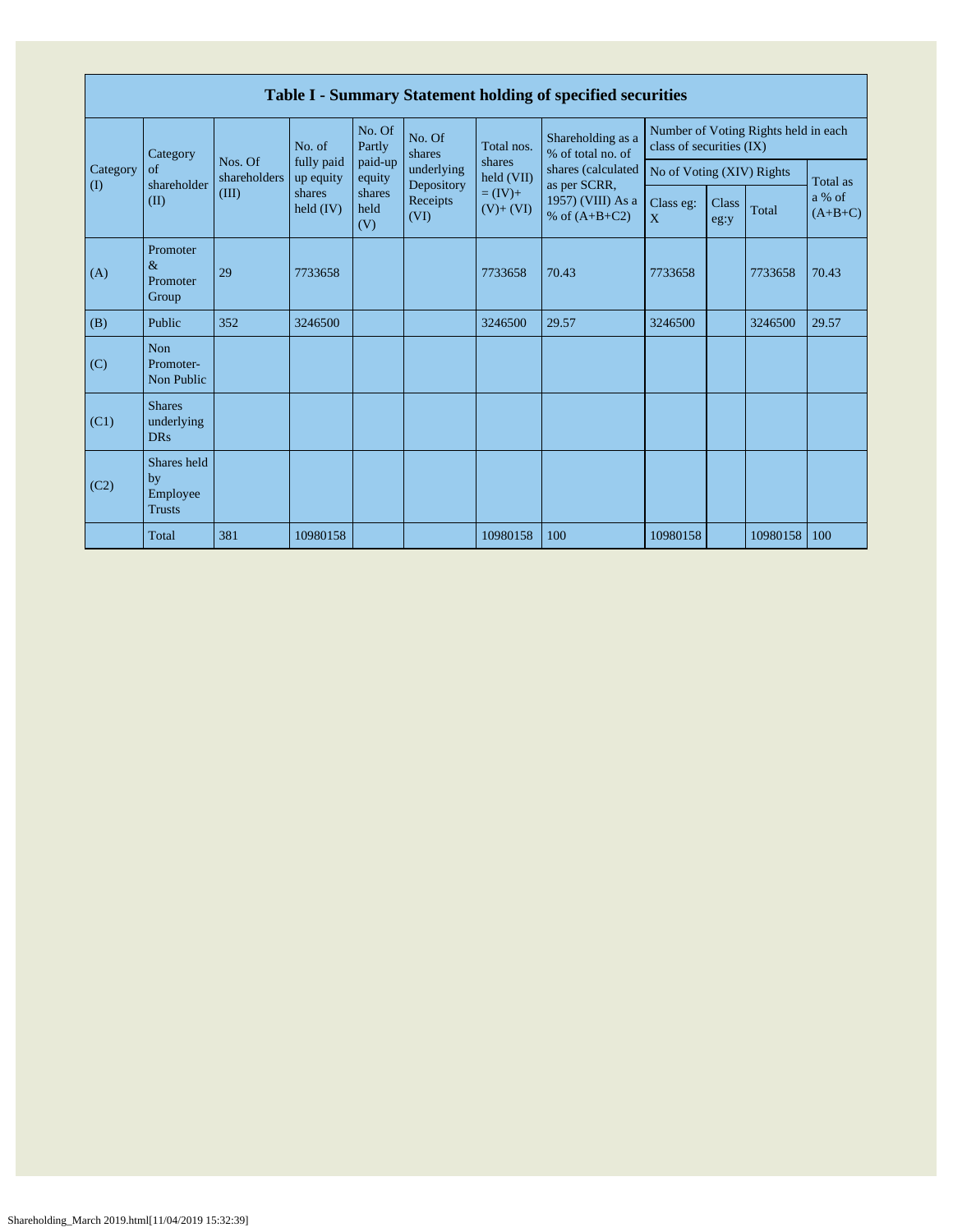| Table I - Summary Statement holding of specified securities | | | | | | | | | | | | |
|---|---|---|---|---|---|---|---|---|---|---|---|---|
| Category (I) | Category of shareholder (II) | Nos. Of shareholders (III) | No. of fully paid up equity shares held (IV) | No. Of Partly paid-up equity shares held (V) | No. Of shares underlying Depository Receipts (VI) | Total nos. shares held (VII) = (IV)+ (V)+ (VI) | Shareholding as a % of total no. of shares (calculated as per SCRR, 1957) (VIII) As a % of (A+B+C2) | Number of Voting Rights held in each class of securities (IX) | | | |
| | | | | | | | | No of Voting (XIV) Rights | | | Total as a % of (A+B+C) |
| | | | | | | | | Class eg: X | Class eg:y | Total | |
| (A) | Promoter & Promoter Group | 29 | 7733658 | | | 7733658 | 70.43 | 7733658 | | 7733658 | 70.43 |
| (B) | Public | 352 | 3246500 | | | 3246500 | 29.57 | 3246500 | | 3246500 | 29.57 |
| (C) | Non Promoter- Non Public | | | | | | | | | | |
| (C1) | Shares underlying DRs | | | | | | | | | | |
| (C2) | Shares held by Employee Trusts | | | | | | | | | | |
| | Total | 381 | 10980158 | | | 10980158 | 100 | 10980158 | | 10980158 | 100 |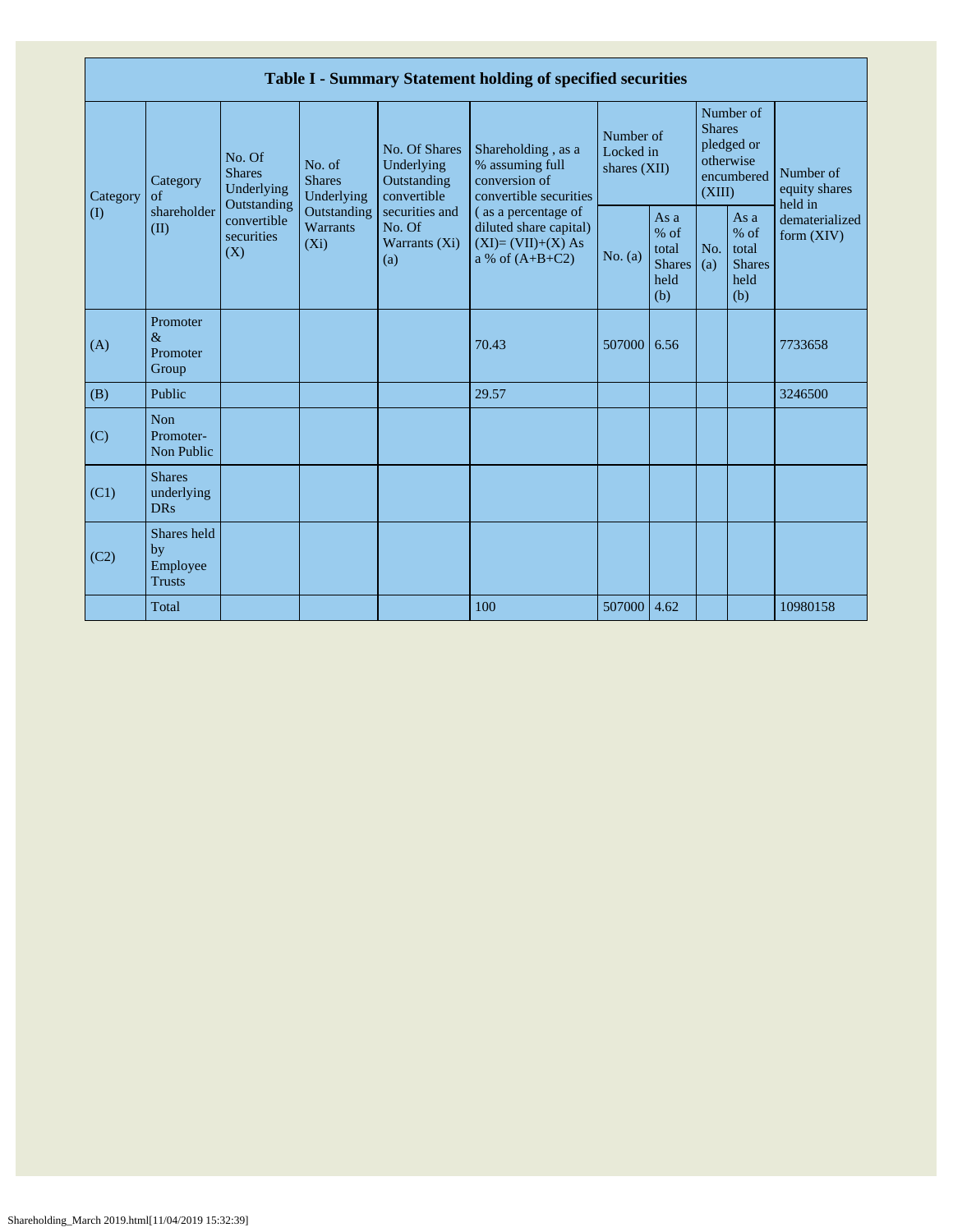| Table I - Summary Statement holding of specified securities | | | | | | | | | | |
|---|---|---|---|---|---|---|---|---|---|---|
| Category (I) | Category of shareholder (II) | No. Of Shares Underlying Outstanding convertible securities (X) | No. of Shares Underlying Outstanding Warrants (Xi) | No. Of Shares Underlying Outstanding convertible securities and No. Of Warrants (Xi) (a) | Shareholding , as a % assuming full conversion of convertible securities ( as a percentage of diluted share capital) (XI)= (VII)+(X) As a % of (A+B+C2) | Number of Locked in shares (XII) | | Number of Shares pledged or otherwise encumbered (XIII) | | Number of equity shares held in dematerialized form (XIV) |
| | | | | | | No. (a) | As a % of total Shares held (b) | No. (a) | As a % of total Shares held (b) | |
| (A) | Promoter & Promoter Group | | | | 70.43 | 507000 | 6.56 | | | 7733658 |
| (B) | Public | | | | 29.57 | | | | | 3246500 |
| (C) | Non Promoter- Non Public | | | | | | | | | |
| (C1) | Shares underlying DRs | | | | | | | | | |
| (C2) | Shares held by Employee Trusts | | | | | | | | | |
| | Total | | | | 100 | 507000 | 4.62 | | | 10980158 |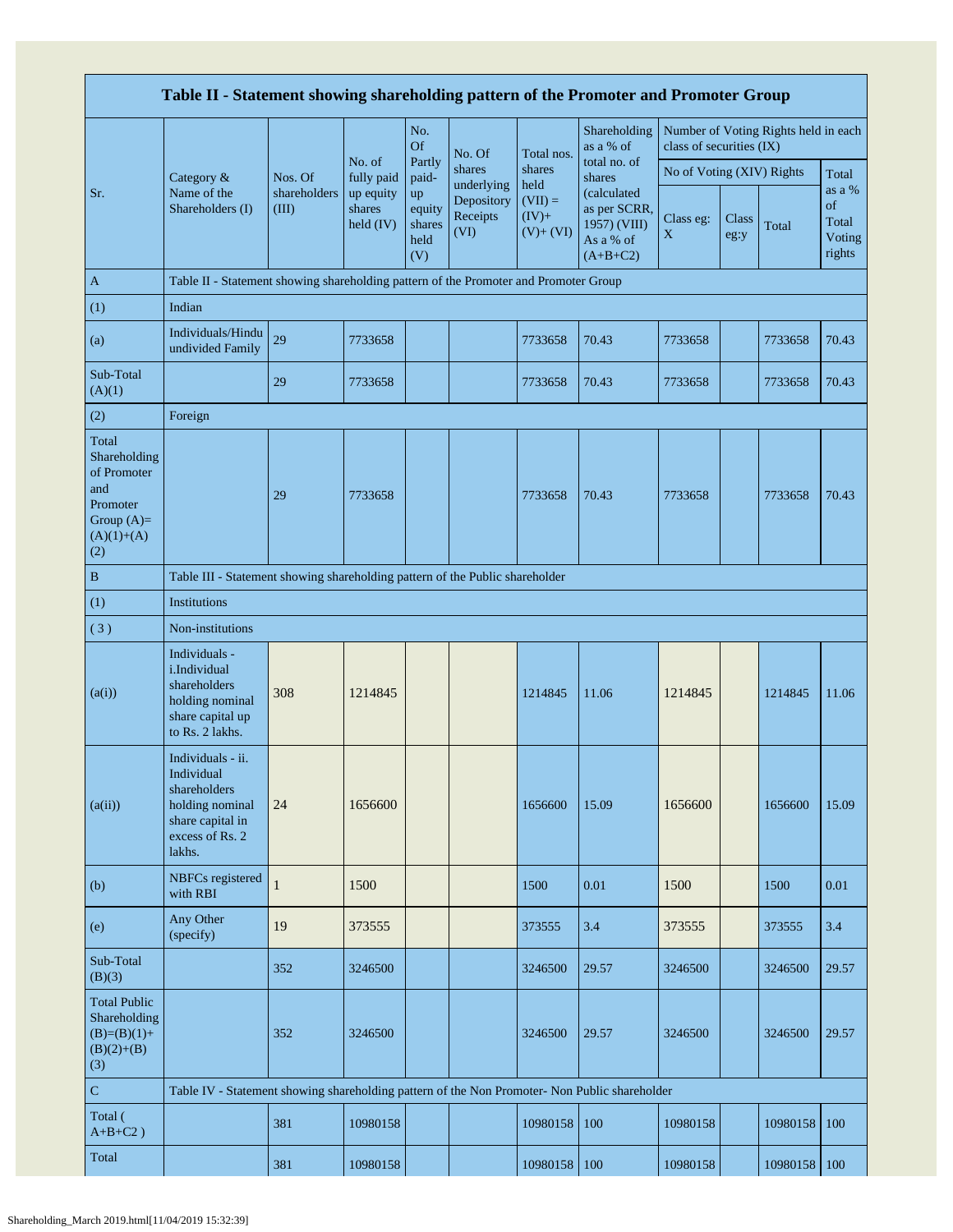| Table II - Statement showing shareholding pattern of the Promoter and Promoter Group | | | | | | | | | | | |
|---|---|---|---|---|---|---|---|---|---|---|---|
| Sr. | Category & Name of the Shareholders (I) | Nos. Of shareholders (III) | No. of fully paid up equity shares held (IV) | No. Of Partly paid-up equity shares held (V) | No. Of shares underlying Depository Receipts (VI) | Total nos. shares held (VII) = (IV)+ (V)+ (VI) | Shareholding as a % of total no. of shares (calculated as per SCRR, 1957) (VIII) As a % of (A+B+C2) | Number of Voting Rights held in each class of securities (IX) | | | |
| | | | | | | | | No of Voting (XIV) Rights | | | Total as a % of Total Voting rights |
| | | | | | | | | Class eg: X | Class eg:y | Total | |
| A | Table II - Statement showing shareholding pattern of the Promoter and Promoter Group | | | | | | | | | | |
| (1) | Indian | | | | | | | | | | |
| (a) | Individuals/Hindu undivided Family | 29 | 7733658 | | | 7733658 | 70.43 | 7733658 | | 7733658 | 70.43 |
| Sub-Total (A)(1) | | 29 | 7733658 | | | 7733658 | 70.43 | 7733658 | | 7733658 | 70.43 |
| (2) | Foreign | | | | | | | | | | |
| Total Shareholding of Promoter and Promoter Group (A)= (A)(1)+(A)(2) | | 29 | 7733658 | | | 7733658 | 70.43 | 7733658 | | 7733658 | 70.43 |
| B | Table III - Statement showing shareholding pattern of the Public shareholder | | | | | | | | | | |
| (1) | Institutions | | | | | | | | | | |
| (3) | Non-institutions | | | | | | | | | | |
| (a(i)) | Individuals - i.Individual shareholders holding nominal share capital up to Rs. 2 lakhs. | 308 | 1214845 | | | 1214845 | 11.06 | 1214845 | | 1214845 | 11.06 |
| (a(ii)) | Individuals - ii. Individual shareholders holding nominal share capital in excess of Rs. 2 lakhs. | 24 | 1656600 | | | 1656600 | 15.09 | 1656600 | | 1656600 | 15.09 |
| (b) | NBFCs registered with RBI | 1 | 1500 | | | 1500 | 0.01 | 1500 | | 1500 | 0.01 |
| (e) | Any Other (specify) | 19 | 373555 | | | 373555 | 3.4 | 373555 | | 373555 | 3.4 |
| Sub-Total (B)(3) | | 352 | 3246500 | | | 3246500 | 29.57 | 3246500 | | 3246500 | 29.57 |
| Total Public Shareholding (B)=(B)(1)+(B)(2)+(B)(3) | | 352 | 3246500 | | | 3246500 | 29.57 | 3246500 | | 3246500 | 29.57 |
| C | Table IV - Statement showing shareholding pattern of the Non Promoter- Non Public shareholder | | | | | | | | | | |
| Total ( A+B+C2 ) | | 381 | 10980158 | | | 10980158 | 100 | 10980158 | | 10980158 | 100 |
| Total | | 381 | 10980158 | | | 10980158 | 100 | 10980158 | | 10980158 | 100 |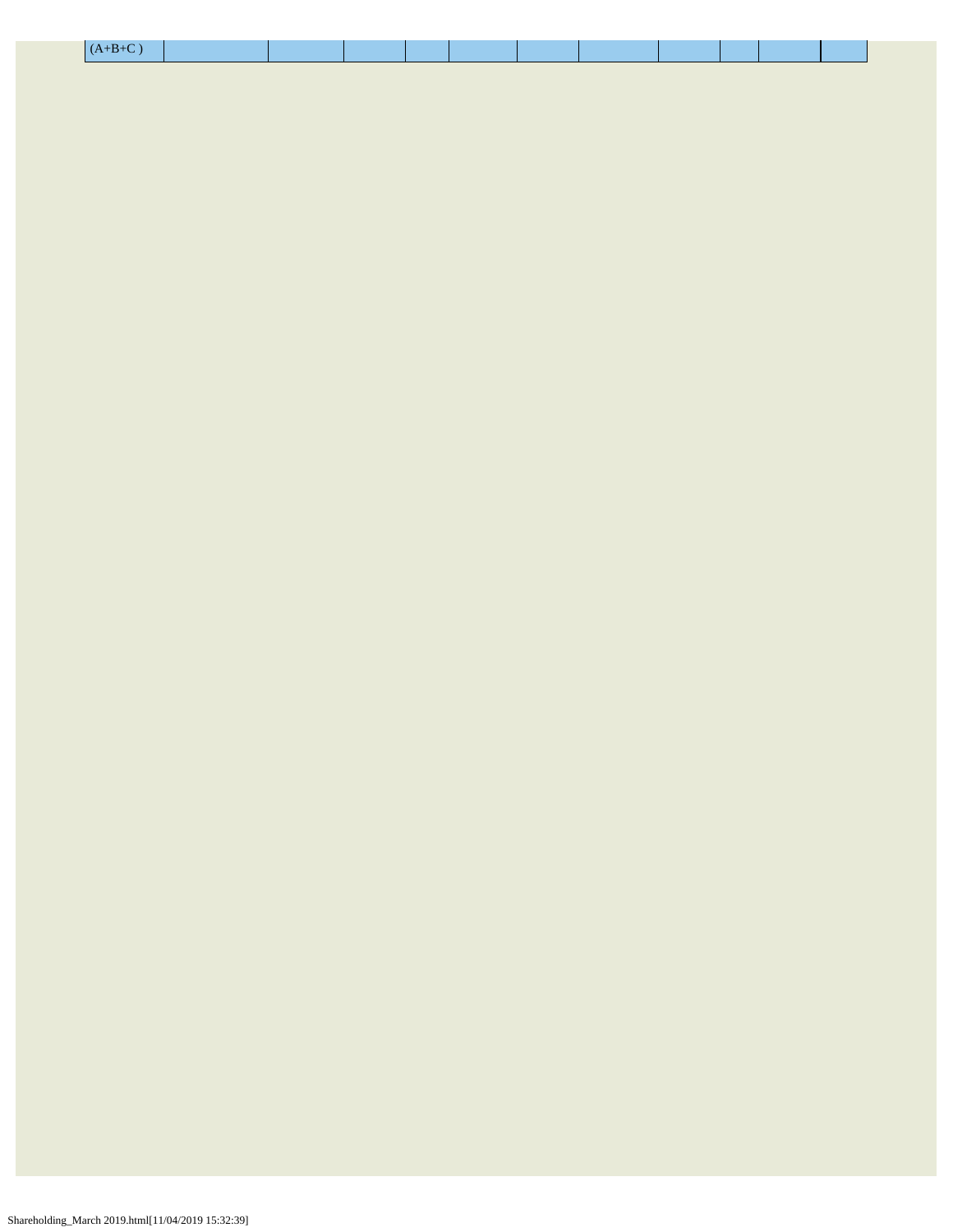| | | | | | | | | | | |
|---|---|---|---|---|---|---|---|---|---|---|
| (A+B+C ) | | | | | | | | | | |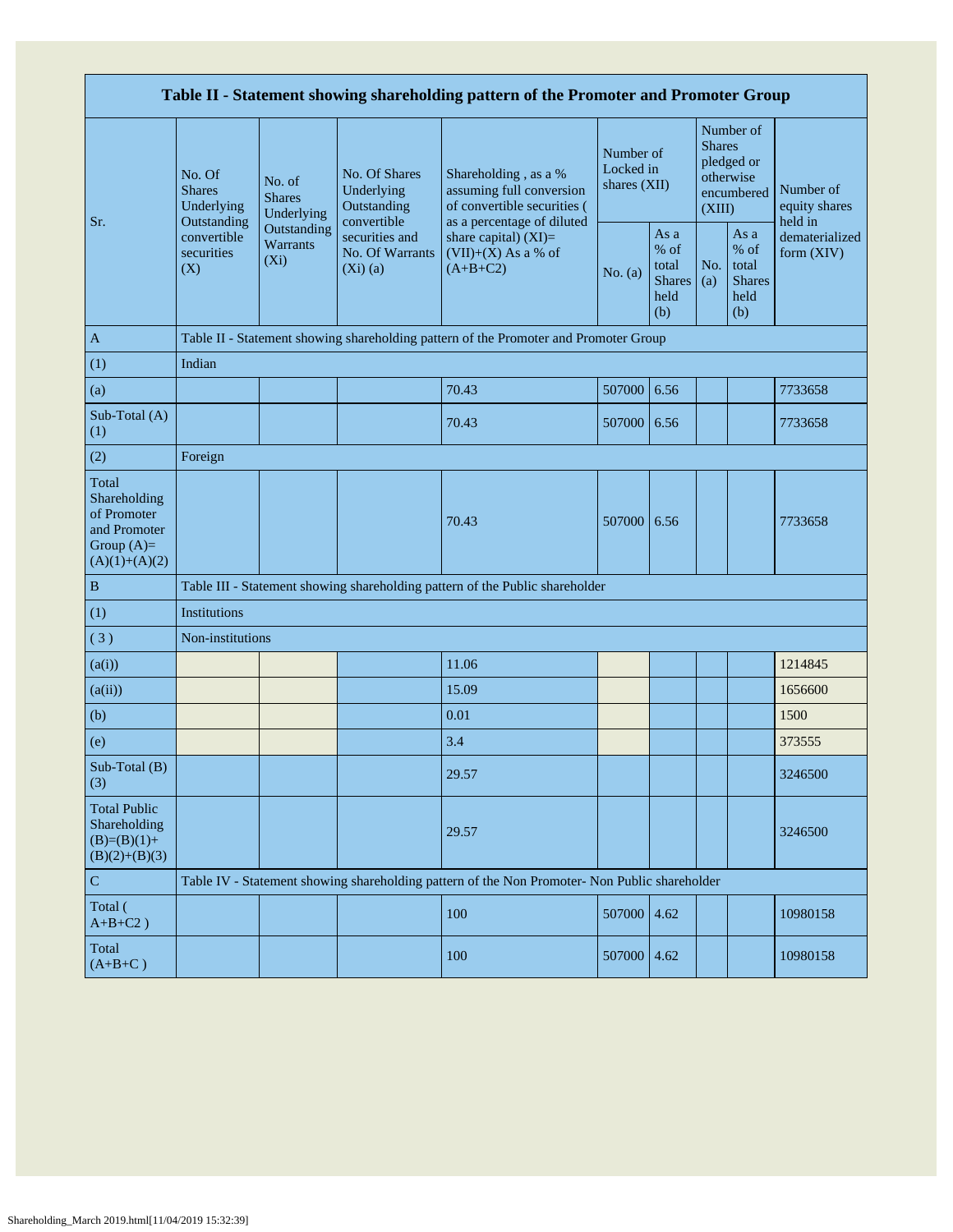| Table II - Statement showing shareholding pattern of the Promoter and Promoter Group | | | | | | | | | |
|---|---|---|---|---|---|---|---|---|---|
| Sr. | No. Of Shares Underlying Outstanding convertible securities (X) | No. of Shares Underlying Outstanding Warrants (Xi) | No. Of Shares Underlying Outstanding convertible securities and No. Of Warrants (Xi) (a) | Shareholding , as a % assuming full conversion of convertible securities ( as a percentage of diluted share capital) (XI)= (VII)+(X) As a % of (A+B+C2) | Number of Locked in shares (XII) | | Number of Shares pledged or otherwise encumbered (XIII) | | Number of equity shares held in dematerialized form (XIV) |
| | | | | | No. (a) | As a % of total Shares held (b) | No. (a) | As a % of total Shares held (b) | |
| A | Table II - Statement showing shareholding pattern of the Promoter and Promoter Group | | | | | | | | |
| (1) | Indian | | | | | | | | |
| (a) | | | | 70.43 | 507000 | 6.56 | | | 7733658 |
| Sub-Total (A) (1) | | | | 70.43 | 507000 | 6.56 | | | 7733658 |
| (2) | Foreign | | | | | | | | |
| Total Shareholding of Promoter and Promoter Group (A)= (A)(1)+(A)(2) | | | | 70.43 | 507000 | 6.56 | | | 7733658 |
| B | Table III - Statement showing shareholding pattern of the Public shareholder | | | | | | | | |
| (1) | Institutions | | | | | | | | |
| ( 3 ) | Non-institutions | | | | | | | | |
| (a(i)) | | | | 11.06 | | | | | 1214845 |
| (a(ii)) | | | | 15.09 | | | | | 1656600 |
| (b) | | | | 0.01 | | | | | 1500 |
| (e) | | | | 3.4 | | | | | 373555 |
| Sub-Total (B) (3) | | | | 29.57 | | | | | 3246500 |
| Total Public Shareholding (B)=(B)(1)+ (B)(2)+(B)(3) | | | | 29.57 | | | | | 3246500 |
| C | Table IV - Statement showing shareholding pattern of the Non Promoter- Non Public shareholder | | | | | | | | |
| Total ( A+B+C2 ) | | | | 100 | 507000 | 4.62 | | | 10980158 |
| Total (A+B+C ) | | | | 100 | 507000 | 4.62 | | | 10980158 |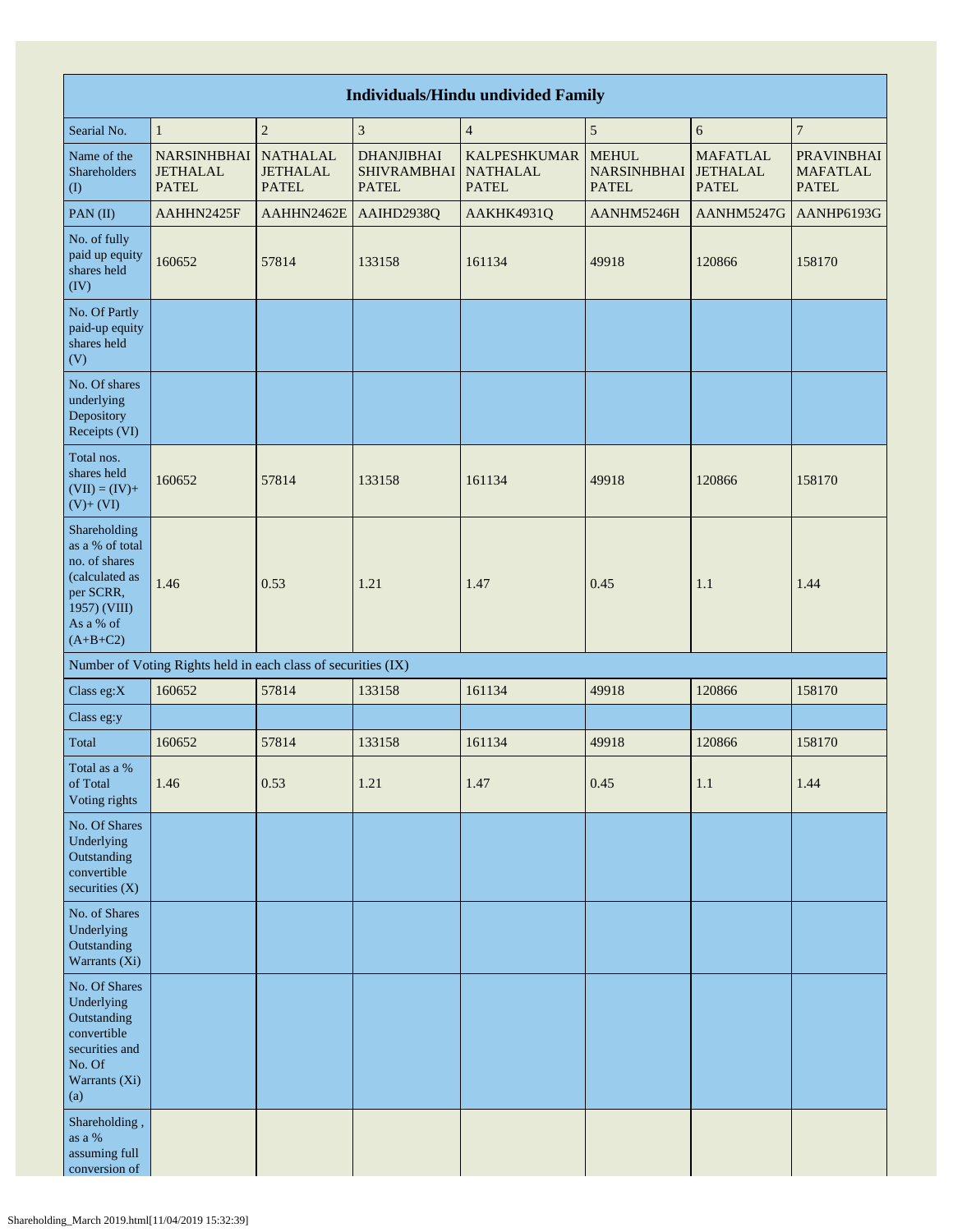| Individuals/Hindu undivided Family | | | | | | | |
|---|---|---|---|---|---|---|---|
| Searial No. | 1 | 2 | 3 | 4 | 5 | 6 | 7 |
| Name of the Shareholders (I) | NARSINHBHAI JETHALAL PATEL | NATHALAL JETHALAL PATEL | DHANJIBHAI SHIVRAMBHAI PATEL | KALPESHKUMAR NATHALAL PATEL | MEHUL NARSINHBHAI PATEL | MAFATLAL JETHALAL PATEL | PRAVINBHAI MAFATLAL PATEL |
| PAN (II) | AAHHN2425F | AAHHN2462E | AAIHD2938Q | AAKHK4931Q | AANHM5246H | AANHM5247G | AANHP6193G |
| No. of fully paid up equity shares held (IV) | 160652 | 57814 | 133158 | 161134 | 49918 | 120866 | 158170 |
| No. Of Partly paid-up equity shares held (V) | | | | | | | |
| No. Of shares underlying Depository Receipts (VI) | | | | | | | |
| Total nos. shares held (VII) = (IV)+ (V)+ (VI) | 160652 | 57814 | 133158 | 161134 | 49918 | 120866 | 158170 |
| Shareholding as a % of total no. of shares (calculated as per SCRR, 1957) (VIII) As a % of (A+B+C2) | 1.46 | 0.53 | 1.21 | 1.47 | 0.45 | 1.1 | 1.44 |
| Number of Voting Rights held in each class of securities (IX) | | | | | | | |
| Class eg:X | 160652 | 57814 | 133158 | 161134 | 49918 | 120866 | 158170 |
| Class eg:y | | | | | | | |
| Total | 160652 | 57814 | 133158 | 161134 | 49918 | 120866 | 158170 |
| Total as a % of Total Voting rights | 1.46 | 0.53 | 1.21 | 1.47 | 0.45 | 1.1 | 1.44 |
| No. Of Shares Underlying Outstanding convertible securities (X) | | | | | | | |
| No. of Shares Underlying Outstanding Warrants (Xi) | | | | | | | |
| No. Of Shares Underlying Outstanding convertible securities and No. Of Warrants (Xi) (a) | | | | | | | |
| Shareholding , as a % assuming full conversion of | | | | | | | |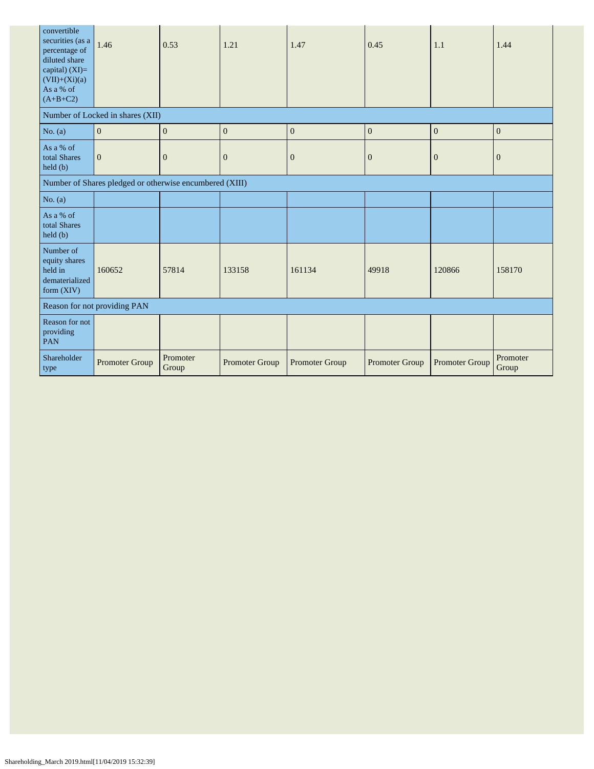| convertible securities (as a percentage of diluted share capital) (XI)= (VII)+(Xi)(a) As a % of (A+B+C2) | 1.46 | 0.53 | 1.21 | 1.47 | 0.45 | 1.1 | 1.44 |
|---|---|---|---|---|---|---|---|
| Number of Locked in shares (XII) | | | | | | | |
| No. (a) | 0 | 0 | 0 | 0 | 0 | 0 | 0 |
| As a % of total Shares held (b) | 0 | 0 | 0 | 0 | 0 | 0 | 0 |
| Number of Shares pledged or otherwise encumbered (XIII) | | | | | | | |
| No. (a) | | | | | | | |
| As a % of total Shares held (b) | | | | | | | |
| Number of equity shares held in dematerialized form (XIV) | 160652 | 57814 | 133158 | 161134 | 49918 | 120866 | 158170 |
| Reason for not providing PAN | | | | | | | |
| Reason for not providing PAN | | | | | | | |
| Shareholder type | Promoter Group | Promoter Group | Promoter Group | Promoter Group | Promoter Group | Promoter Group | Promoter Group |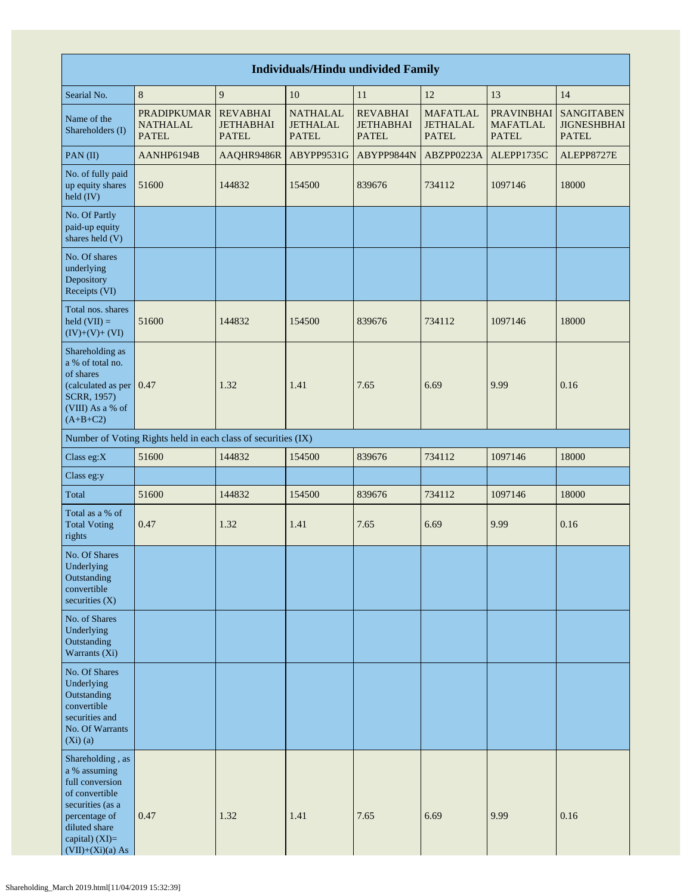| Individuals/Hindu undivided Family | | | | | | | |
|---|---|---|---|---|---|---|---|
| Searial No. | 8 | 9 | 10 | 11 | 12 | 13 | 14 |
| Name of the Shareholders (I) | PRADIPKUMAR NATHALAL PATEL | REVABHAI JETHABHAI PATEL | NATHALAL JETHALAL PATEL | REVABHAI JETHABHAI PATEL | MAFATLAL JETHALAL PATEL | PRAVINBHAI MAFATLAL PATEL | SANGITABEN JIGNESHBHAI PATEL |
| PAN (II) | AANHP6194B | AAQHR9486R | ABYPP9531G | ABYPP9844N | ABZPP0223A | ALEPP1735C | ALEPP8727E |
| No. of fully paid up equity shares held (IV) | 51600 | 144832 | 154500 | 839676 | 734112 | 1097146 | 18000 |
| No. Of Partly paid-up equity shares held (V) | | | | | | | |
| No. Of shares underlying Depository Receipts (VI) | | | | | | | |
| Total nos. shares held (VII) = (IV)+(V)+ (VI) | 51600 | 144832 | 154500 | 839676 | 734112 | 1097146 | 18000 |
| Shareholding as a % of total no. of shares (calculated as per SCRR, 1957) (VIII) As a % of (A+B+C2) | 0.47 | 1.32 | 1.41 | 7.65 | 6.69 | 9.99 | 0.16 |
| Number of Voting Rights held in each class of securities (IX) | | | | | | | |
| Class eg:X | 51600 | 144832 | 154500 | 839676 | 734112 | 1097146 | 18000 |
| Class eg:y | | | | | | | |
| Total | 51600 | 144832 | 154500 | 839676 | 734112 | 1097146 | 18000 |
| Total as a % of Total Voting rights | 0.47 | 1.32 | 1.41 | 7.65 | 6.69 | 9.99 | 0.16 |
| No. Of Shares Underlying Outstanding convertible securities (X) | | | | | | | |
| No. of Shares Underlying Outstanding Warrants (Xi) | | | | | | | |
| No. Of Shares Underlying Outstanding convertible securities and No. Of Warrants (Xi) (a) | | | | | | | |
| Shareholding , as a % assuming full conversion of convertible securities (as a percentage of diluted share capital) (XI)= (VII)+(Xi)(a) As | 0.47 | 1.32 | 1.41 | 7.65 | 6.69 | 9.99 | 0.16 |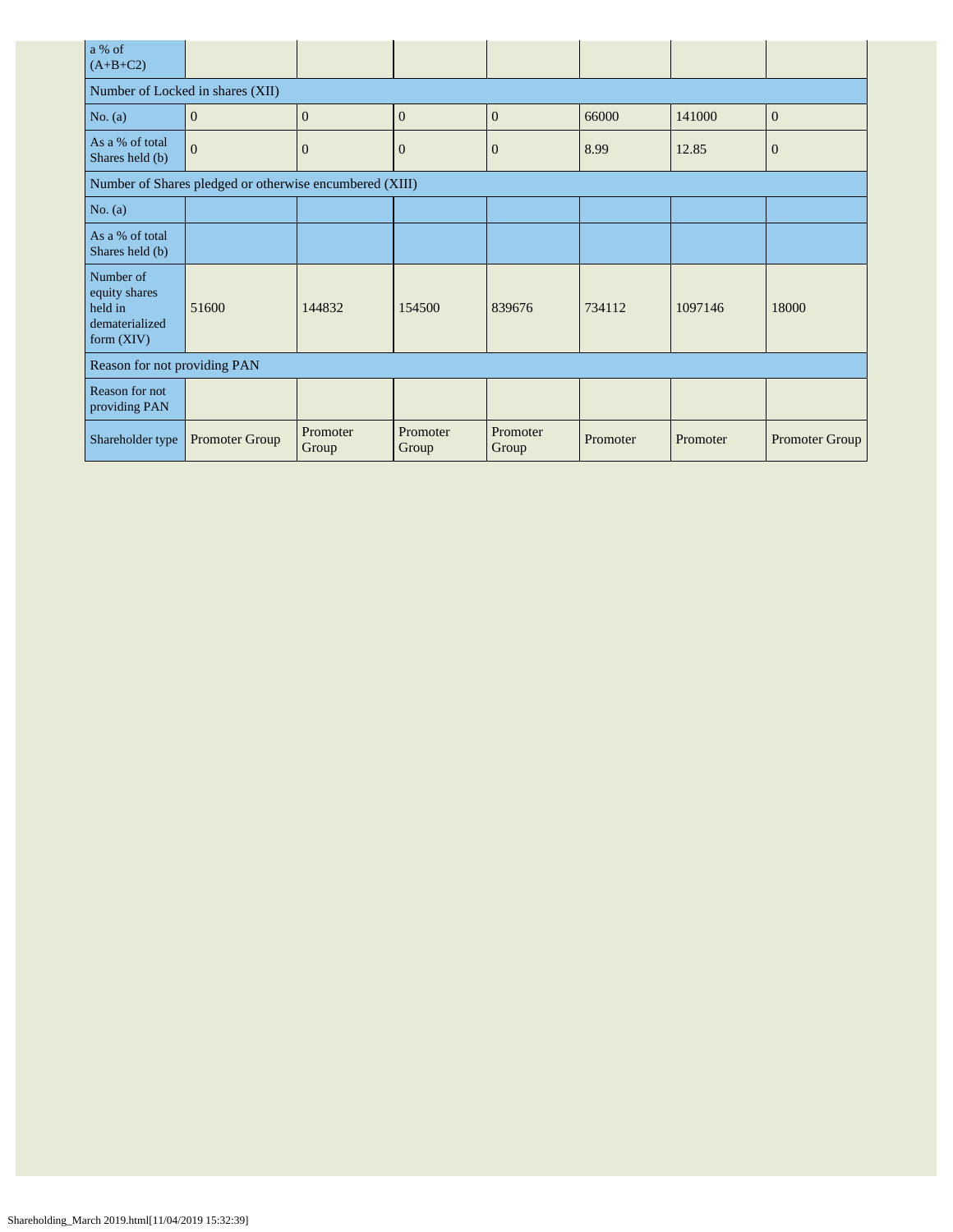| a % of (A+B+C2) | | | | | | | |
|---|---|---|---|---|---|---|---|
| Number of Locked in shares (XII) | | | | | | | |
| No. (a) | 0 | 0 | 0 | 0 | 66000 | 141000 | 0 |
| As a % of total Shares held (b) | 0 | 0 | 0 | 0 | 8.99 | 12.85 | 0 |
| Number of Shares pledged or otherwise encumbered (XIII) | | | | | | | |
| No. (a) | | | | | | | |
| As a % of total Shares held (b) | | | | | | | |
| Number of equity shares held in dematerialized form (XIV) | 51600 | 144832 | 154500 | 839676 | 734112 | 1097146 | 18000 |
| Reason for not providing PAN | | | | | | | |
| Reason for not providing PAN | | | | | | | |
| Shareholder type | Promoter Group | Promoter Group | Promoter Group | Promoter Group | Promoter | Promoter | Promoter Group |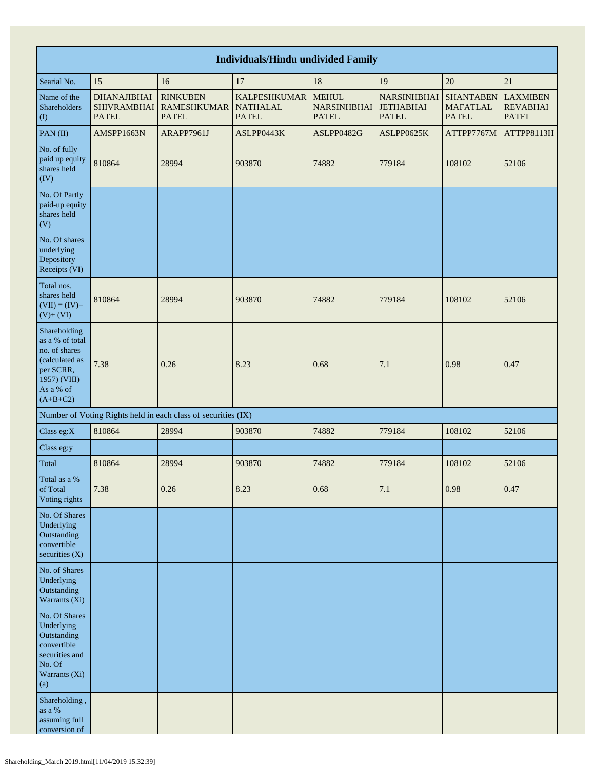| Individuals/Hindu undivided Family | | | | | | | |
|---|---|---|---|---|---|---|---|
| Searial No. | 15 | 16 | 17 | 18 | 19 | 20 | 21 |
| Name of the Shareholders (I) | DHANAJIBHAI SHIVRAMBHAI PATEL | RINKUBEN RAMESHKUMAR PATEL | KALPESHKUMAR NATHALAL PATEL | MEHUL NARSINHBHAI PATEL | NARSINHBHAI JETHABHAI PATEL | SHANTABEN MAFATLAL PATEL | LAXMIBEN REVABHAI PATEL |
| PAN (II) | AMSPP1663N | ARAPP7961J | ASLPP0443K | ASLPP0482G | ASLPP0625K | ATTPP7767M | ATTPP8113H |
| No. of fully paid up equity shares held (IV) | 810864 | 28994 | 903870 | 74882 | 779184 | 108102 | 52106 |
| No. Of Partly paid-up equity shares held (V) | | | | | | | |
| No. Of shares underlying Depository Receipts (VI) | | | | | | | |
| Total nos. shares held (VII) = (IV)+(V)+ (VI) | 810864 | 28994 | 903870 | 74882 | 779184 | 108102 | 52106 |
| Shareholding as a % of total no. of shares (calculated as per SCRR, 1957) (VIII) As a % of (A+B+C2) | 7.38 | 0.26 | 8.23 | 0.68 | 7.1 | 0.98 | 0.47 |
| Number of Voting Rights held in each class of securities (IX) | | | | | | | |
| Class eg:X | 810864 | 28994 | 903870 | 74882 | 779184 | 108102 | 52106 |
| Class eg:y | | | | | | | |
| Total | 810864 | 28994 | 903870 | 74882 | 779184 | 108102 | 52106 |
| Total as a % of Total Voting rights | 7.38 | 0.26 | 8.23 | 0.68 | 7.1 | 0.98 | 0.47 |
| No. Of Shares Underlying Outstanding convertible securities (X) | | | | | | | |
| No. of Shares Underlying Outstanding Warrants (Xi) | | | | | | | |
| No. Of Shares Underlying Outstanding convertible securities and No. Of Warrants (Xi) (a) | | | | | | | |
| Shareholding , as a % assuming full conversion of | | | | | | | |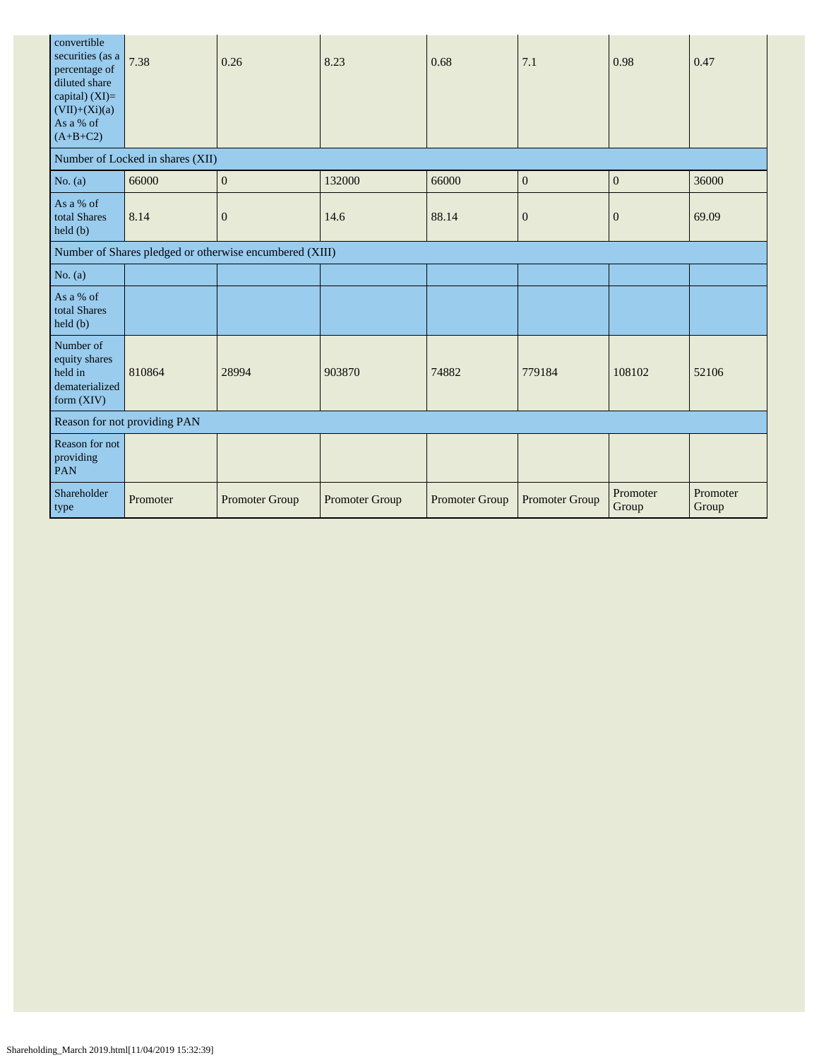| convertible securities (as a percentage of diluted share capital) (XI)= (VII)+(Xi)(a) As a % of (A+B+C2) | 7.38 | 0.26 | 8.23 | 0.68 | 7.1 | 0.98 | 0.47 |
|---|---|---|---|---|---|---|---|
| Number of Locked in shares (XII) | | | | | | | |
| No. (a) | 66000 | 0 | 132000 | 66000 | 0 | 0 | 36000 |
| As a % of total Shares held (b) | 8.14 | 0 | 14.6 | 88.14 | 0 | 0 | 69.09 |
| Number of Shares pledged or otherwise encumbered (XIII) | | | | | | | |
| No. (a) | | | | | | | |
| As a % of total Shares held (b) | | | | | | | |
| Number of equity shares held in dematerialized form (XIV) | 810864 | 28994 | 903870 | 74882 | 779184 | 108102 | 52106 |
| Reason for not providing PAN | | | | | | | |
| Reason for not providing PAN | | | | | | | |
| Shareholder type | Promoter | Promoter Group | Promoter Group | Promoter Group | Promoter Group | Promoter Group | Promoter Group |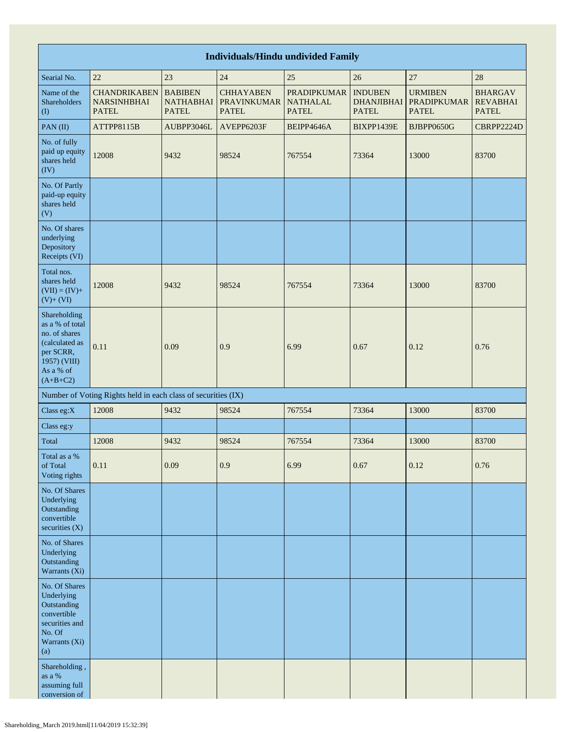| Individuals/Hindu undivided Family | | | | | | | |
|---|---|---|---|---|---|---|---|
| Searial No. | 22 | 23 | 24 | 25 | 26 | 27 | 28 |
| Name of the Shareholders (I) | CHANDRIKABEN NARSINHBHAI PATEL | BABIBEN NATHABHAI PATEL | CHHAYABEN PRAVINKUMAR PATEL | PRADIPKUMAR NATHALAL PATEL | INDUBEN DHANJIBHAI PATEL | URMIBEN PRADIPKUMAR PATEL | BHARGAV REVABHAI PATEL |
| PAN (II) | ATTPP8115B | AUBPP3046L | AVEPP6203F | BEIPP4646A | BIXPP1439E | BJBPP0650G | CBRPP2224D |
| No. of fully paid up equity shares held (IV) | 12008 | 9432 | 98524 | 767554 | 73364 | 13000 | 83700 |
| No. Of Partly paid-up equity shares held (V) | | | | | | | |
| No. Of shares underlying Depository Receipts (VI) | | | | | | | |
| Total nos. shares held (VII) = (IV)+ (V)+ (VI) | 12008 | 9432 | 98524 | 767554 | 73364 | 13000 | 83700 |
| Shareholding as a % of total no. of shares (calculated as per SCRR, 1957) (VIII) As a % of (A+B+C2) | 0.11 | 0.09 | 0.9 | 6.99 | 0.67 | 0.12 | 0.76 |
| Number of Voting Rights held in each class of securities (IX) | | | | | | | |
| Class eg:X | 12008 | 9432 | 98524 | 767554 | 73364 | 13000 | 83700 |
| Class eg:y | | | | | | | |
| Total | 12008 | 9432 | 98524 | 767554 | 73364 | 13000 | 83700 |
| Total as a % of Total Voting rights | 0.11 | 0.09 | 0.9 | 6.99 | 0.67 | 0.12 | 0.76 |
| No. Of Shares Underlying Outstanding convertible securities (X) | | | | | | | |
| No. of Shares Underlying Outstanding Warrants (Xi) | | | | | | | |
| No. Of Shares Underlying Outstanding convertible securities and No. Of Warrants (Xi) (a) | | | | | | | |
| Shareholding , as a % assuming full conversion of | | | | | | | |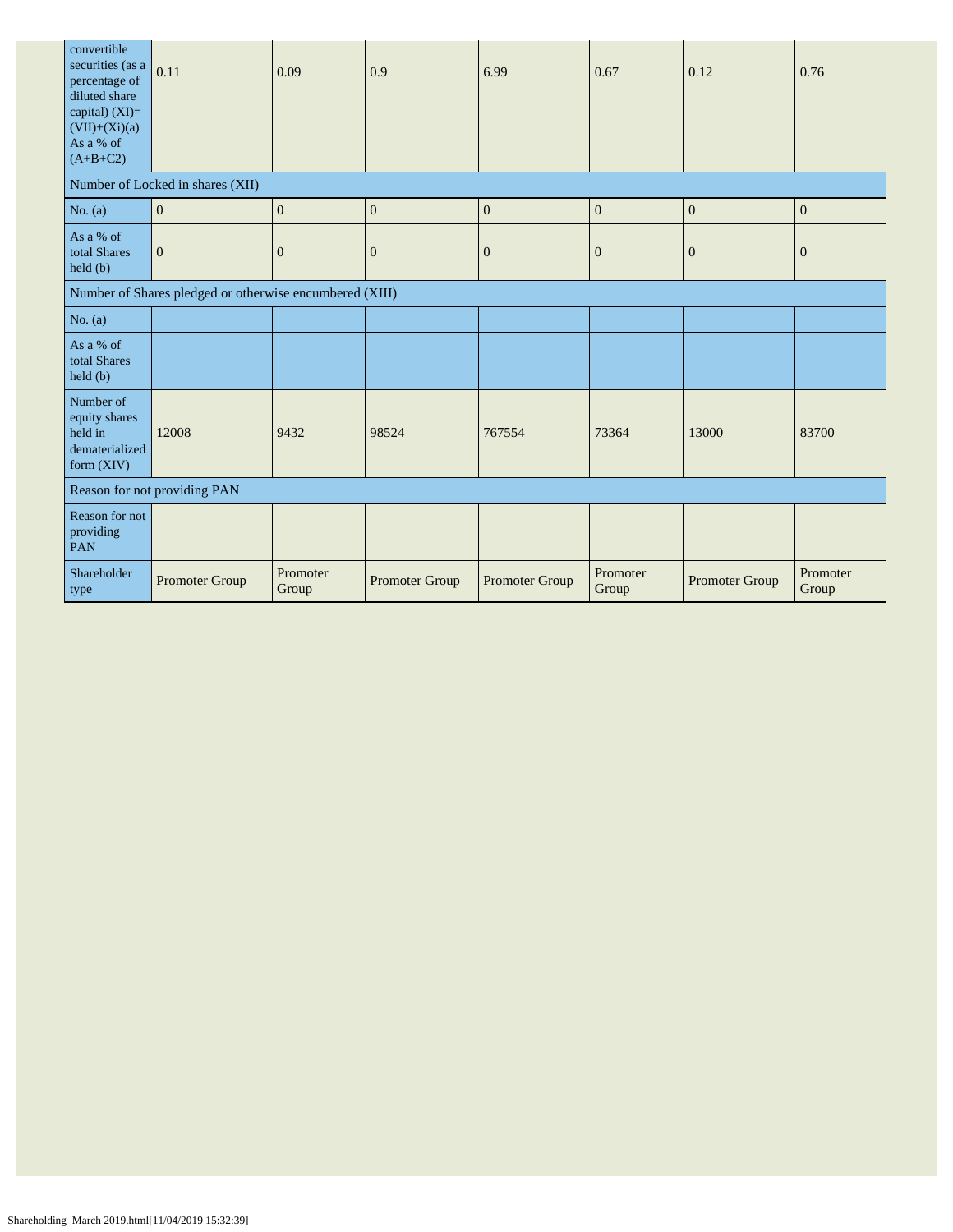| convertible securities (as a percentage of diluted share capital) (XI)= (VII)+(Xi)(a) As a % of (A+B+C2) | 0.11 | 0.09 | 0.9 | 6.99 | 0.67 | 0.12 | 0.76 |
|---|---|---|---|---|---|---|---|
| Number of Locked in shares (XII) | | | | | | | |
| No. (a) | 0 | 0 | 0 | 0 | 0 | 0 | 0 |
| As a % of total Shares held (b) | 0 | 0 | 0 | 0 | 0 | 0 | 0 |
| Number of Shares pledged or otherwise encumbered (XIII) | | | | | | | |
| No. (a) | | | | | | | |
| As a % of total Shares held (b) | | | | | | | |
| Number of equity shares held in dematerialized form (XIV) | 12008 | 9432 | 98524 | 767554 | 73364 | 13000 | 83700 |
| Reason for not providing PAN | | | | | | | |
| Reason for not providing PAN | | | | | | | |
| Shareholder type | Promoter Group | Promoter Group | Promoter Group | Promoter Group | Promoter Group | Promoter Group | Promoter Group |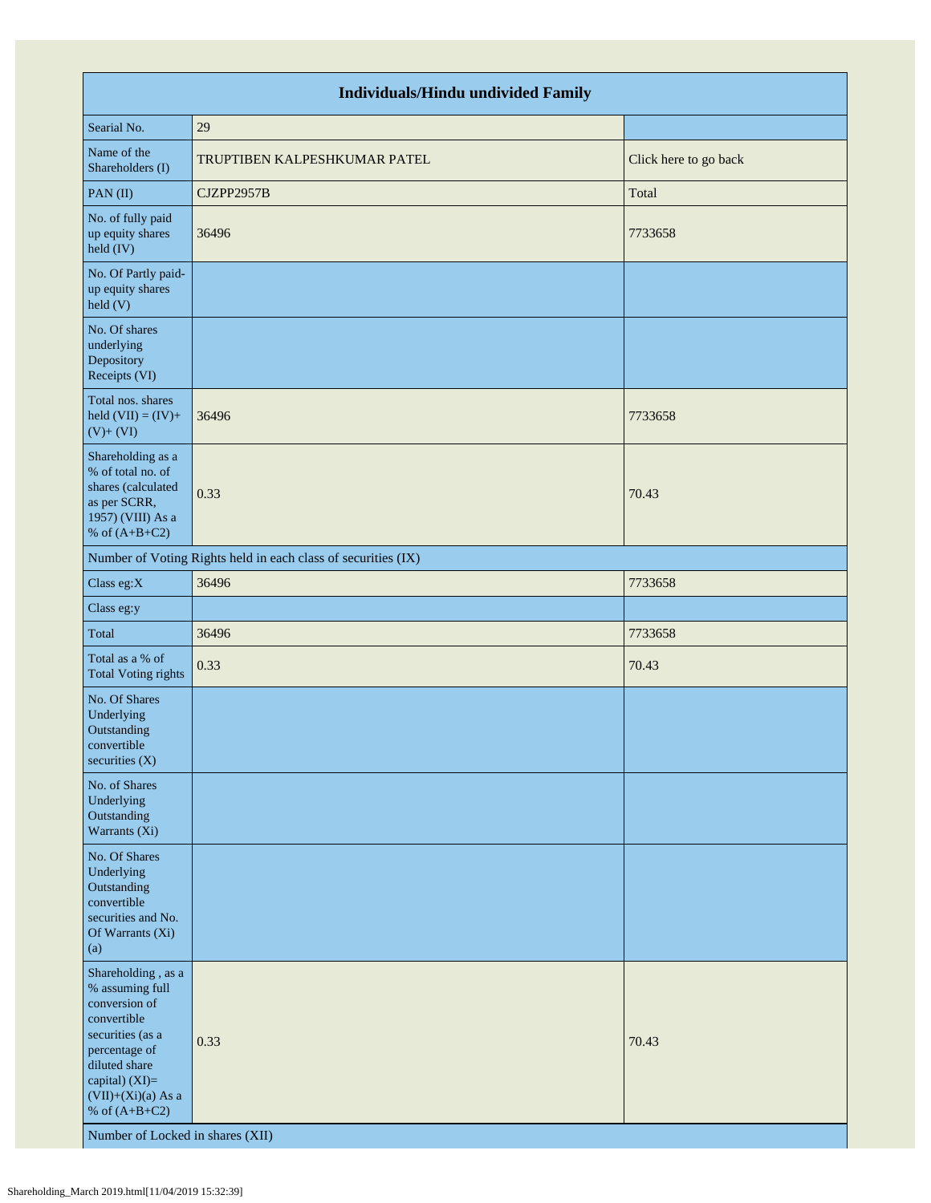| Individuals/Hindu undivided Family | | |
|---|---|---|
| Searial No. | 29 | |
| Name of the Shareholders (I) | TRUPTIBEN KALPESHKUMAR PATEL | Click here to go back |
| PAN (II) | CJZPP2957B | Total |
| No. of fully paid up equity shares held (IV) | 36496 | 7733658 |
| No. Of Partly paid-up equity shares held (V) | | |
| No. Of shares underlying Depository Receipts (VI) | | |
| Total nos. shares held (VII) = (IV)+ (V)+ (VI) | 36496 | 7733658 |
| Shareholding as a % of total no. of shares (calculated as per SCRR, 1957) (VIII) As a % of (A+B+C2) | 0.33 | 70.43 |
| Number of Voting Rights held in each class of securities (IX) | | |
| Class eg:X | 36496 | 7733658 |
| Class eg:y | | |
| Total | 36496 | 7733658 |
| Total as a % of Total Voting rights | 0.33 | 70.43 |
| No. Of Shares Underlying Outstanding convertible securities (X) | | |
| No. of Shares Underlying Outstanding Warrants (Xi) | | |
| No. Of Shares Underlying Outstanding convertible securities and No. Of Warrants (Xi) (a) | | |
| Shareholding , as a % assuming full conversion of convertible securities (as a percentage of diluted share capital) (XI)= (VII)+(Xi)(a) As a % of (A+B+C2) | 0.33 | 70.43 |
| Number of Locked in shares (XII) | | |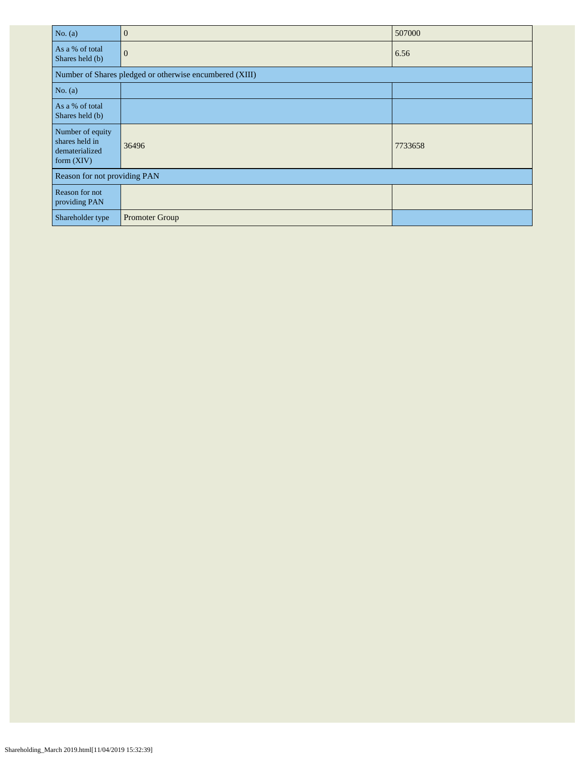| No. (a) | 0 | 507000 |
|---|---|---|
| As a % of total Shares held (b) | 0 | 6.56 |
| Number of Shares pledged or otherwise encumbered (XIII) | | |
| No. (a) | | |
| As a % of total Shares held (b) | | |
| Number of equity shares held in dematerialized form (XIV) | 36496 | 7733658 |
| Reason for not providing PAN | | |
| Reason for not providing PAN | | |
| Shareholder type | Promoter Group | |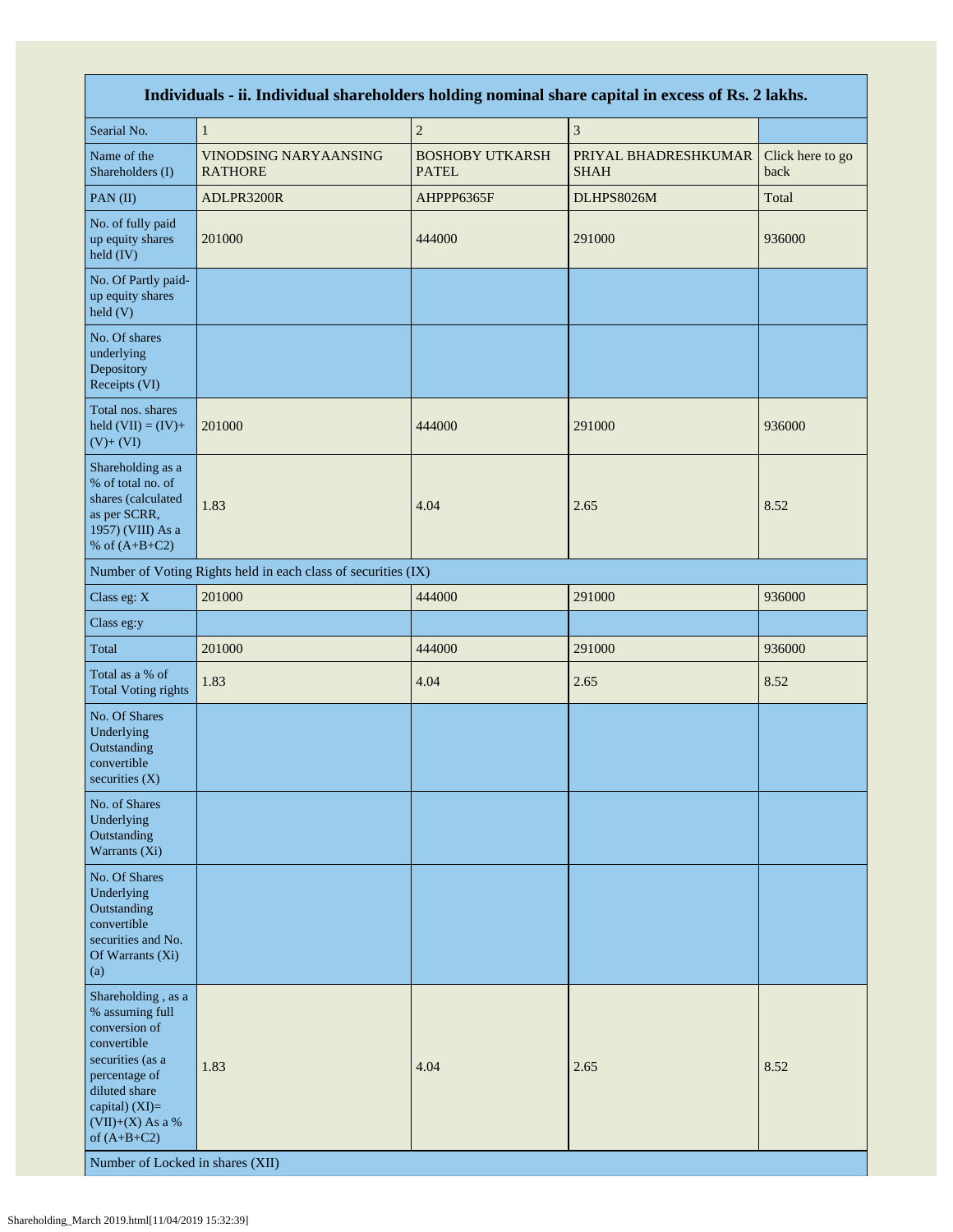| Individuals - ii. Individual shareholders holding nominal share capital in excess of Rs. 2 lakhs. | | | | |
|---|---|---|---|---|
| Searial No. | 1 | 2 | 3 | |
| Name of the Shareholders (I) | VINODSING NARYAANSING RATHORE | BOSHOBY UTKARSH PATEL | PRIYAL BHADRESHKUMAR SHAH | Click here to go back |
| PAN (II) | ADLPR3200R | AHPPP6365F | DLHPS8026M | Total |
| No. of fully paid up equity shares held (IV) | 201000 | 444000 | 291000 | 936000 |
| No. Of Partly paid-up equity shares held (V) | | | | |
| No. Of shares underlying Depository Receipts (VI) | | | | |
| Total nos. shares held (VII) = (IV)+(V)+ (VI) | 201000 | 444000 | 291000 | 936000 |
| Shareholding as a % of total no. of shares (calculated as per SCRR, 1957) (VIII) As a % of (A+B+C2) | 1.83 | 4.04 | 2.65 | 8.52 |
| Number of Voting Rights held in each class of securities (IX) | | | | |
| Class eg: X | 201000 | 444000 | 291000 | 936000 |
| Class eg:y | | | | |
| Total | 201000 | 444000 | 291000 | 936000 |
| Total as a % of Total Voting rights | 1.83 | 4.04 | 2.65 | 8.52 |
| No. Of Shares Underlying Outstanding convertible securities (X) | | | | |
| No. of Shares Underlying Outstanding Warrants (Xi) | | | | |
| No. Of Shares Underlying Outstanding convertible securities and No. Of Warrants (Xi) (a) | | | | |
| Shareholding , as a % assuming full conversion of convertible securities (as a percentage of diluted share capital) (XI)= (VII)+(X) As a % of (A+B+C2) | 1.83 | 4.04 | 2.65 | 8.52 |
| Number of Locked in shares (XII) | | | | |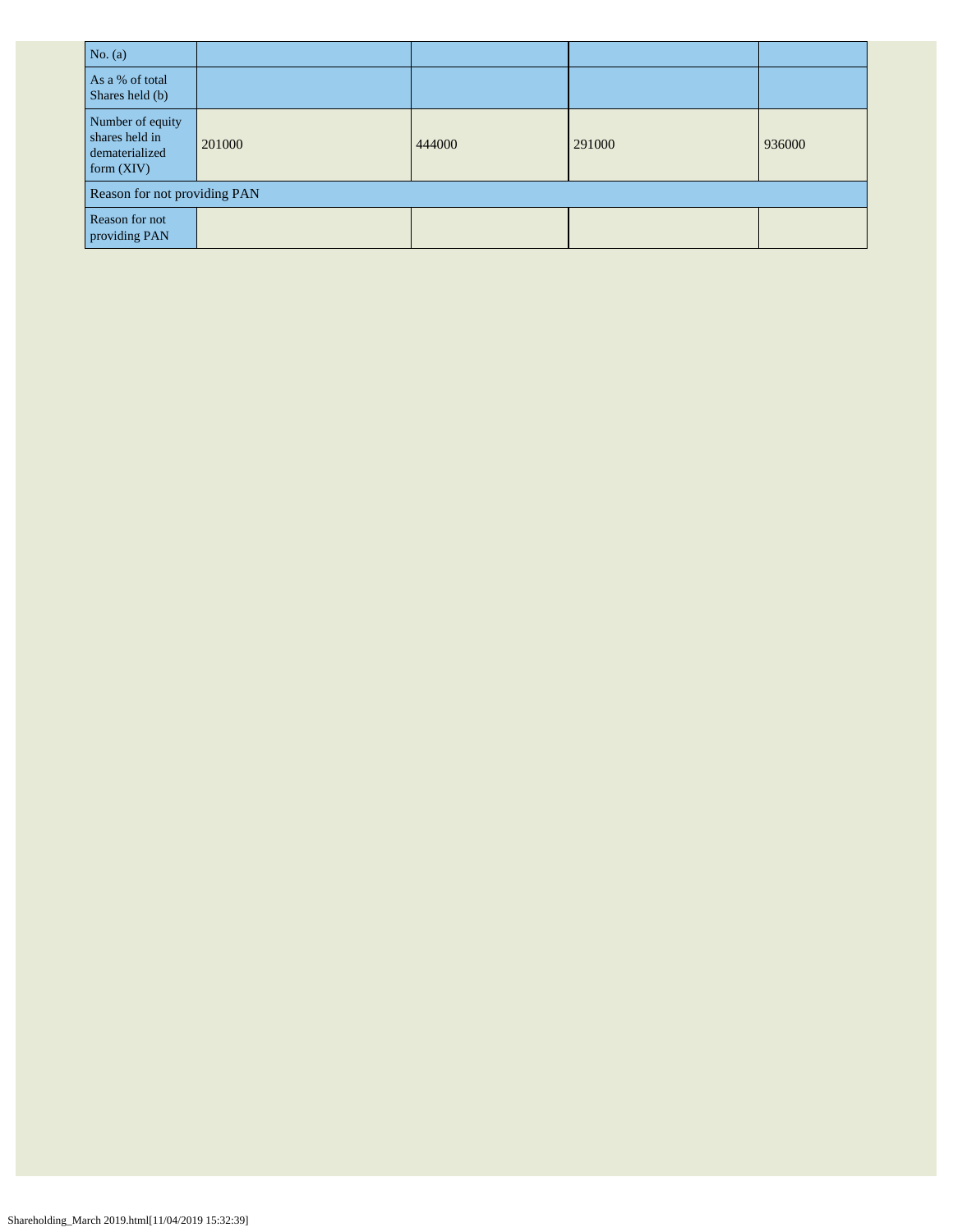| No. (a) | | | | |
|---|---|---|---|---|
| As a % of total Shares held (b) | | | | |
| Number of equity shares held in dematerialized form (XIV) | 201000 | 444000 | 291000 | 936000 |
| Reason for not providing PAN | | | | |
| Reason for not providing PAN | | | | |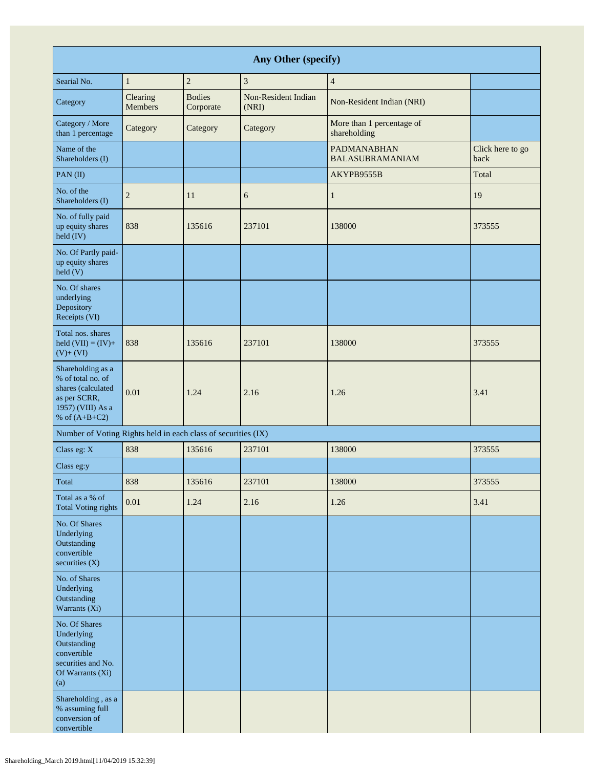| Any Other (specify) | | | | | |
|---|---|---|---|---|---|
| Searial No. | 1 | 2 | 3 | 4 | |
| Category | Clearing Members | Bodies Corporate | Non-Resident Indian (NRI) | Non-Resident Indian (NRI) | |
| Category / More than 1 percentage | Category | Category | Category | More than 1 percentage of shareholding | |
| Name of the Shareholders (I) | | | | PADMANABHAN BALASUBRAMANIAM | Click here to go back |
| PAN (II) | | | | AKYPB9555B | Total |
| No. of the Shareholders (I) | 2 | 11 | 6 | 1 | 19 |
| No. of fully paid up equity shares held (IV) | 838 | 135616 | 237101 | 138000 | 373555 |
| No. Of Partly paid-up equity shares held (V) | | | | | |
| No. Of shares underlying Depository Receipts (VI) | | | | | |
| Total nos. shares held (VII) = (IV)+ (V)+ (VI) | 838 | 135616 | 237101 | 138000 | 373555 |
| Shareholding as a % of total no. of shares (calculated as per SCRR, 1957) (VIII) As a % of (A+B+C2) | 0.01 | 1.24 | 2.16 | 1.26 | 3.41 |
| Number of Voting Rights held in each class of securities (IX) | | | | | |
| Class eg: X | 838 | 135616 | 237101 | 138000 | 373555 |
| Class eg:y | | | | | |
| Total | 838 | 135616 | 237101 | 138000 | 373555 |
| Total as a % of Total Voting rights | 0.01 | 1.24 | 2.16 | 1.26 | 3.41 |
| No. Of Shares Underlying Outstanding convertible securities (X) | | | | | |
| No. of Shares Underlying Outstanding Warrants (Xi) | | | | | |
| No. Of Shares Underlying Outstanding convertible securities and No. Of Warrants (Xi) (a) | | | | | |
| Shareholding , as a % assuming full conversion of convertible | | | | | |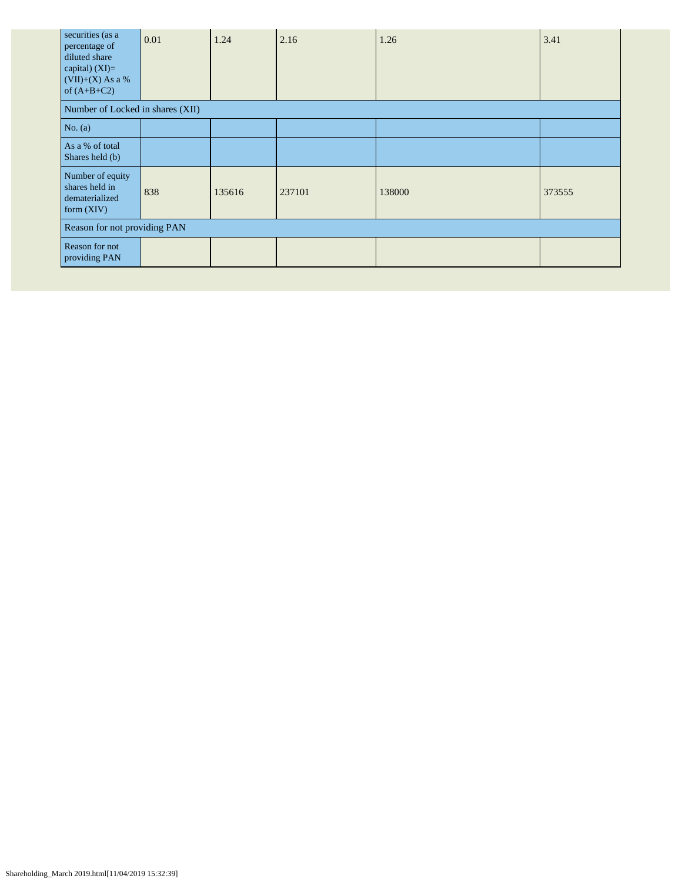| securities (as a percentage of diluted share capital) (XI)= (VII)+(X) As a % of (A+B+C2) | 0.01 | 1.24 | 2.16 | 1.26 | 3.41 |
|---|---|---|---|---|---|
| Number of Locked in shares (XII) | | | | | |
| No. (a) | | | | | |
| As a % of total Shares held (b) | | | | | |
| Number of equity shares held in dematerialized form (XIV) | 838 | 135616 | 237101 | 138000 | 373555 |
| Reason for not providing PAN | | | | | |
| Reason for not providing PAN | | | | | |